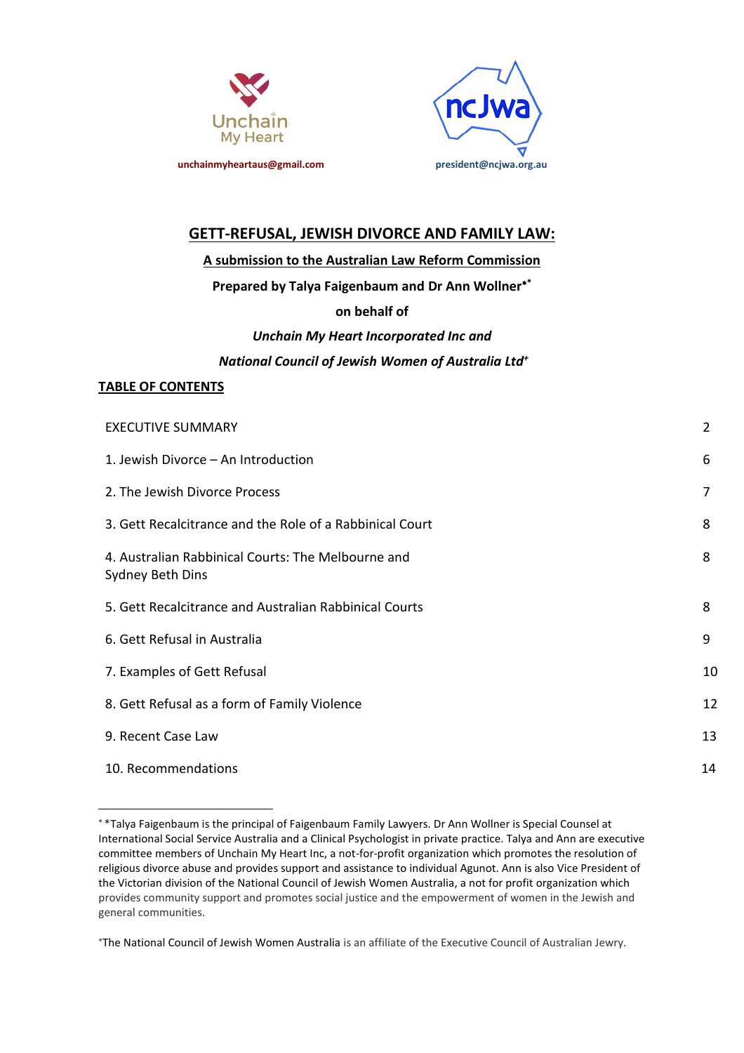Unchain My Heart

unchainmyheartaus@gmail.com

ncJwa

president@ncjwa.org.au

# GETT-REFUSAL, JEWISH DIVORCE AND FAMILY LAW:

**A submission to the Australian Law Reform Commission**

**Prepared by Talya Faigenbaum and Dr Ann Wollner[*][*]**

**on behalf of**

***Unchain My Heart Incorporated Inc and***

***National Council of Jewish Women of Australia Ltd[+]***

## TABLE OF CONTENTS

| | |
|---|---|
| EXECUTIVE SUMMARY | 2 |
| 1. Jewish Divorce – An Introduction | 6 |
| 2. The Jewish Divorce Process | 7 |
| 3. Gett Recalcitrance and the Role of a Rabbinical Court | 8 |
| 4. Australian Rabbinical Courts: The Melbourne and Sydney Beth Dins | 8 |
| 5. Gett Recalcitrance and Australian Rabbinical Courts | 8 |
| 6. Gett Refusal in Australia | 9 |
| 7. Examples of Gett Refusal | 10 |
| 8. Gett Refusal as a form of Family Violence | 12 |
| 9. Recent Case Law | 13 |
| 10. Recommendations | 14 |

---

[*] *Talya Faigenbaum is the principal of Faigenbaum Family Lawyers. Dr Ann Wollner is Special Counsel at International Social Service Australia and a Clinical Psychologist in private practice. Talya and Ann are executive committee members of Unchain My Heart Inc, a not-for-profit organization which promotes the resolution of religious divorce abuse and provides support and assistance to individual Agunot. Ann is also Vice President of the Victorian division of the National Council of Jewish Women Australia, a not for profit organization which provides community support and promotes social justice and the empowerment of women in the Jewish and general communities.

[+] The National Council of Jewish Women Australia is an affiliate of the Executive Council of Australian Jewry.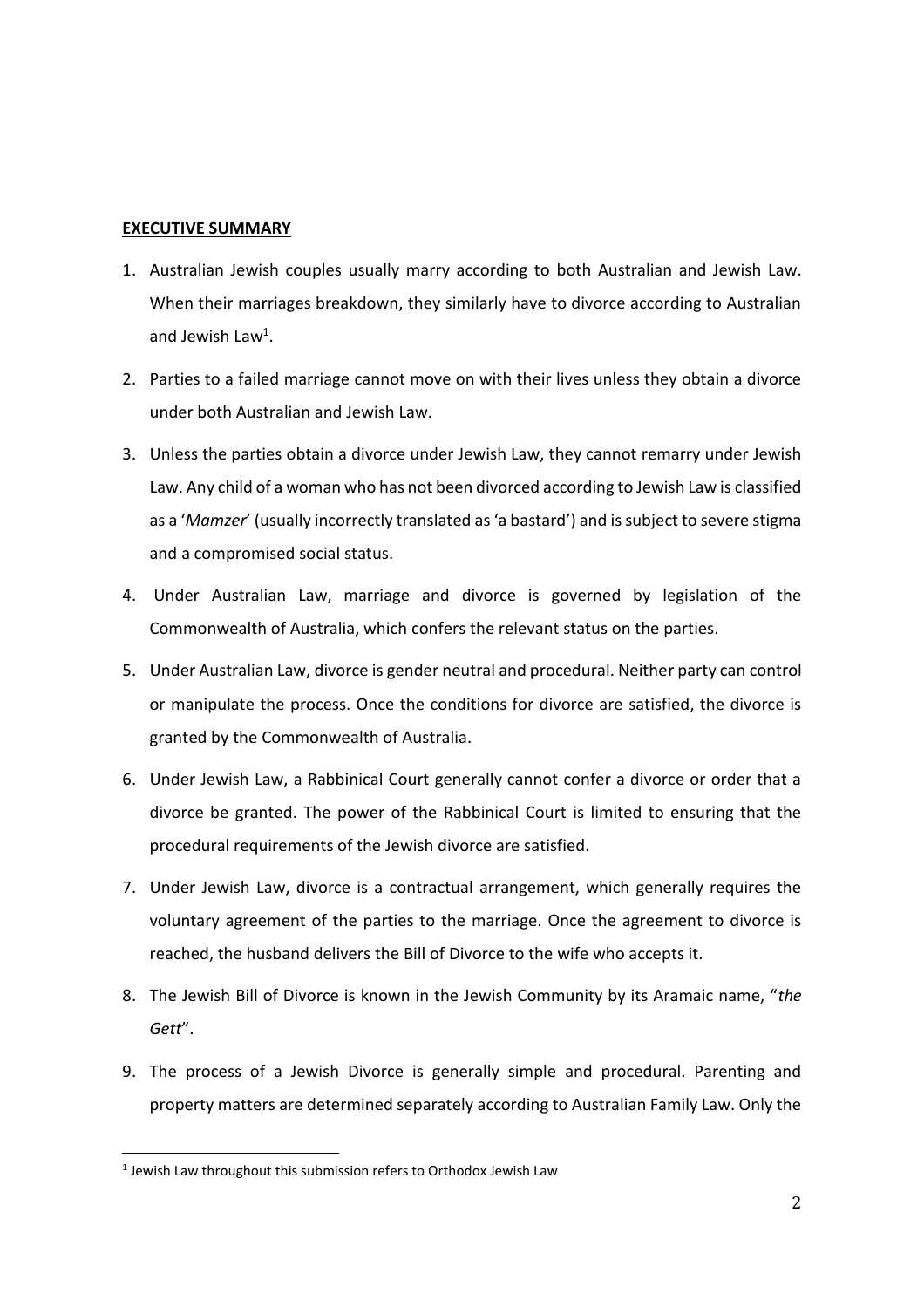**EXECUTIVE SUMMARY**

1. Australian Jewish couples usually marry according to both Australian and Jewish Law. When their marriages breakdown, they similarly have to divorce according to Australian and Jewish Law[1].

2. Parties to a failed marriage cannot move on with their lives unless they obtain a divorce under both Australian and Jewish Law.

3. Unless the parties obtain a divorce under Jewish Law, they cannot remarry under Jewish Law. Any child of a woman who has not been divorced according to Jewish Law is classified as a '*Mamzer*' (usually incorrectly translated as 'a bastard') and is subject to severe stigma and a compromised social status.

4. Under Australian Law, marriage and divorce is governed by legislation of the Commonwealth of Australia, which confers the relevant status on the parties.

5. Under Australian Law, divorce is gender neutral and procedural. Neither party can control or manipulate the process. Once the conditions for divorce are satisfied, the divorce is granted by the Commonwealth of Australia.

6. Under Jewish Law, a Rabbinical Court generally cannot confer a divorce or order that a divorce be granted. The power of the Rabbinical Court is limited to ensuring that the procedural requirements of the Jewish divorce are satisfied.

7. Under Jewish Law, divorce is a contractual arrangement, which generally requires the voluntary agreement of the parties to the marriage. Once the agreement to divorce is reached, the husband delivers the Bill of Divorce to the wife who accepts it.

8. The Jewish Bill of Divorce is known in the Jewish Community by its Aramaic name, "*the Gett*".

9. The process of a Jewish Divorce is generally simple and procedural. Parenting and property matters are determined separately according to Australian Family Law. Only the

[1] Jewish Law throughout this submission refers to Orthodox Jewish Law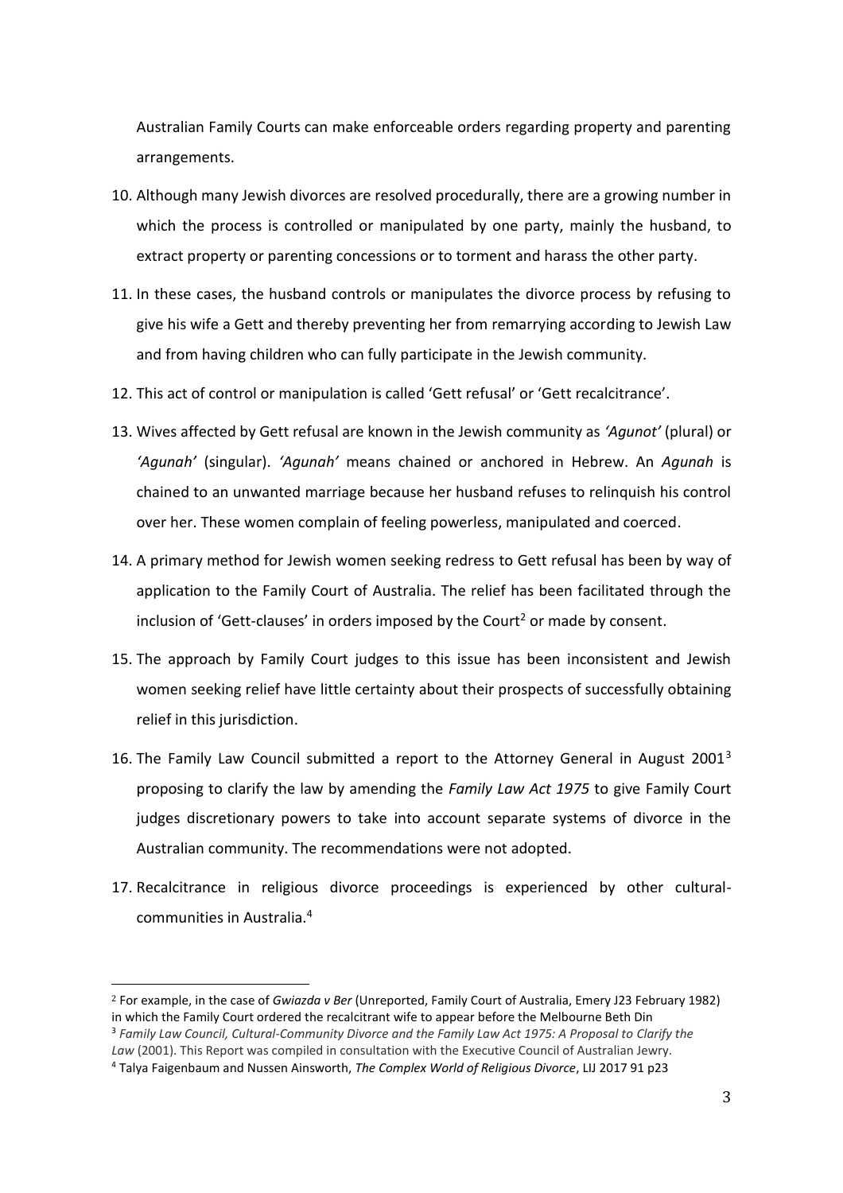Australian Family Courts can make enforceable orders regarding property and parenting arrangements.

10. Although many Jewish divorces are resolved procedurally, there are a growing number in which the process is controlled or manipulated by one party, mainly the husband, to extract property or parenting concessions or to torment and harass the other party.

11. In these cases, the husband controls or manipulates the divorce process by refusing to give his wife a Gett and thereby preventing her from remarrying according to Jewish Law and from having children who can fully participate in the Jewish community.

12. This act of control or manipulation is called 'Gett refusal' or 'Gett recalcitrance'.

13. Wives affected by Gett refusal are known in the Jewish community as *'Agunot'* (plural) or *'Agunah'* (singular). *'Agunah'* means chained or anchored in Hebrew. An *Agunah* is chained to an unwanted marriage because her husband refuses to relinquish his control over her. These women complain of feeling powerless, manipulated and coerced.

14. A primary method for Jewish women seeking redress to Gett refusal has been by way of application to the Family Court of Australia. The relief has been facilitated through the inclusion of 'Gett-clauses' in orders imposed by the Court[2] or made by consent.

15. The approach by Family Court judges to this issue has been inconsistent and Jewish women seeking relief have little certainty about their prospects of successfully obtaining relief in this jurisdiction.

16. The Family Law Council submitted a report to the Attorney General in August 2001[3] proposing to clarify the law by amending the *Family Law Act 1975* to give Family Court judges discretionary powers to take into account separate systems of divorce in the Australian community. The recommendations were not adopted.

17. Recalcitrance in religious divorce proceedings is experienced by other cultural-communities in Australia.[4]

---

[2] For example, in the case of *Gwiazda v Ber* (Unreported, Family Court of Australia, Emery J23 February 1982) in which the Family Court ordered the recalcitrant wife to appear before the Melbourne Beth Din

[3] *Family Law Council, Cultural-Community Divorce and the Family Law Act 1975: A Proposal to Clarify the Law* (2001). This Report was compiled in consultation with the Executive Council of Australian Jewry.

[4] Talya Faigenbaum and Nussen Ainsworth, *The Complex World of Religious Divorce*, LIJ 2017 91 p23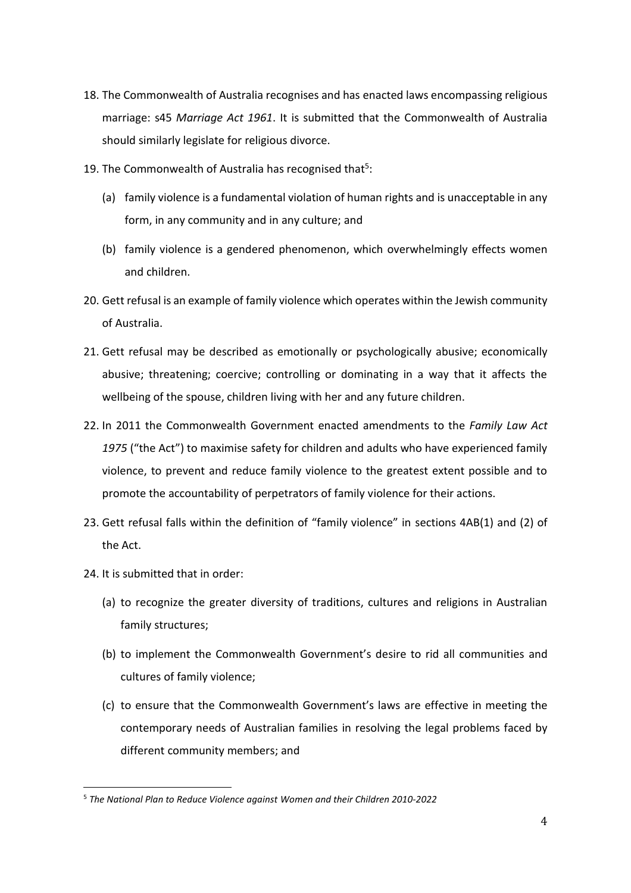18. The Commonwealth of Australia recognises and has enacted laws encompassing religious marriage: s45 *Marriage Act 1961*. It is submitted that the Commonwealth of Australia should similarly legislate for religious divorce.

19. The Commonwealth of Australia has recognised that[5]:

    (a) family violence is a fundamental violation of human rights and is unacceptable in any form, in any community and in any culture; and

    (b) family violence is a gendered phenomenon, which overwhelmingly effects women and children.

20. Gett refusal is an example of family violence which operates within the Jewish community of Australia.

21. Gett refusal may be described as emotionally or psychologically abusive; economically abusive; threatening; coercive; controlling or dominating in a way that it affects the wellbeing of the spouse, children living with her and any future children.

22. In 2011 the Commonwealth Government enacted amendments to the *Family Law Act 1975* ("the Act") to maximise safety for children and adults who have experienced family violence, to prevent and reduce family violence to the greatest extent possible and to promote the accountability of perpetrators of family violence for their actions.

23. Gett refusal falls within the definition of "family violence" in sections 4AB(1) and (2) of the Act.

24. It is submitted that in order:

    (a) to recognize the greater diversity of traditions, cultures and religions in Australian family structures;

    (b) to implement the Commonwealth Government's desire to rid all communities and cultures of family violence;

    (c) to ensure that the Commonwealth Government's laws are effective in meeting the contemporary needs of Australian families in resolving the legal problems faced by different community members; and

---

[5] *The National Plan to Reduce Violence against Women and their Children 2010-2022*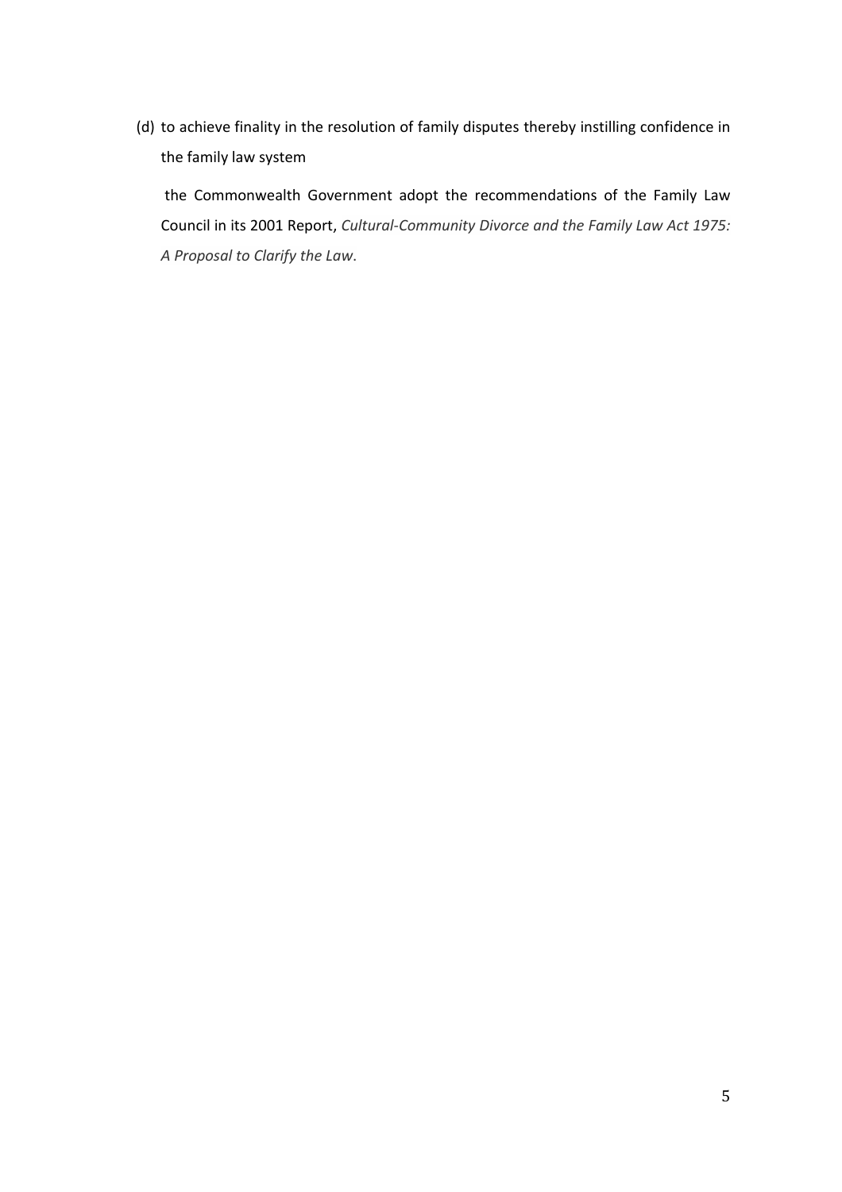(d) to achieve finality in the resolution of family disputes thereby instilling confidence in the family law system

the Commonwealth Government adopt the recommendations of the Family Law Council in its 2001 Report, *Cultural-Community Divorce and the Family Law Act 1975: A Proposal to Clarify the Law*.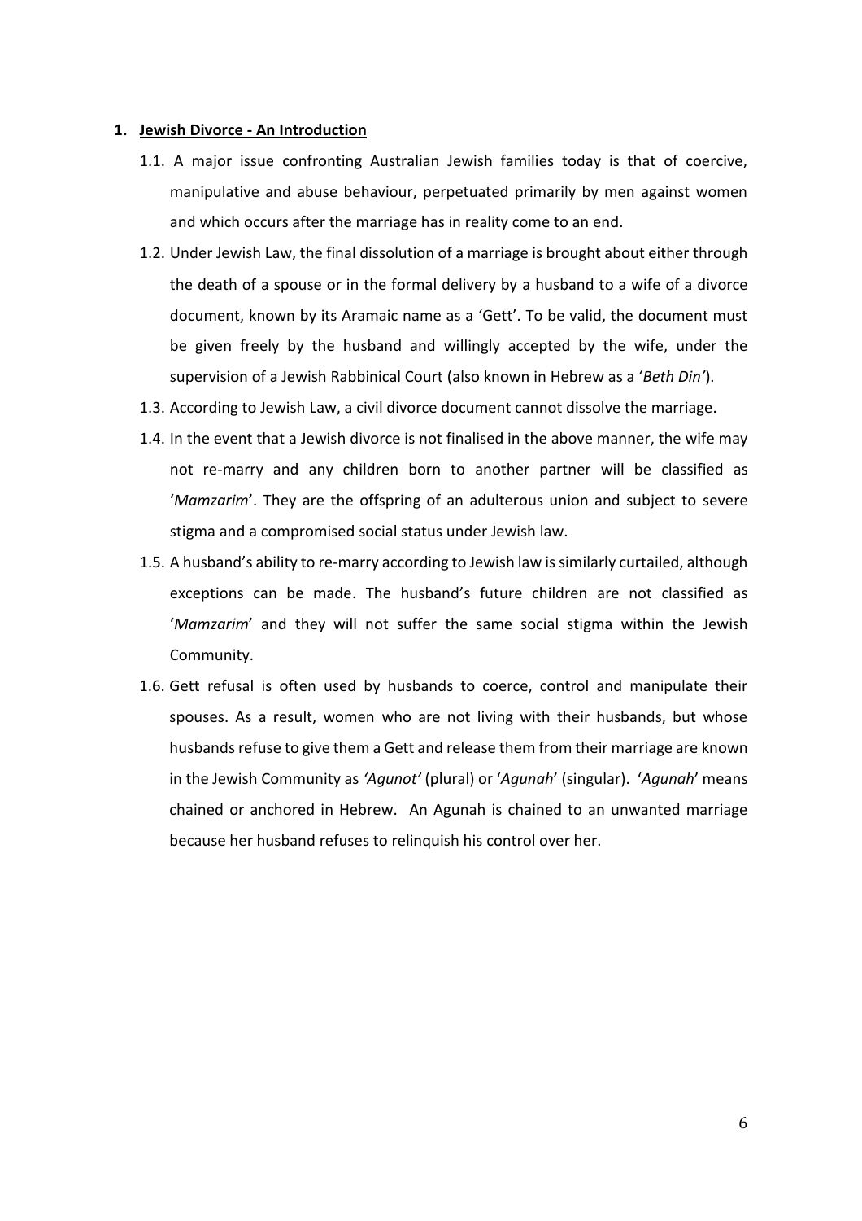## 1. Jewish Divorce - An Introduction

1.1. A major issue confronting Australian Jewish families today is that of coercive, manipulative and abuse behaviour, perpetuated primarily by men against women and which occurs after the marriage has in reality come to an end.

1.2. Under Jewish Law, the final dissolution of a marriage is brought about either through the death of a spouse or in the formal delivery by a husband to a wife of a divorce document, known by its Aramaic name as a 'Gett'. To be valid, the document must be given freely by the husband and willingly accepted by the wife, under the supervision of a Jewish Rabbinical Court (also known in Hebrew as a '*Beth Din'*).

1.3. According to Jewish Law, a civil divorce document cannot dissolve the marriage.

1.4. In the event that a Jewish divorce is not finalised in the above manner, the wife may not re-marry and any children born to another partner will be classified as '*Mamzarim*'. They are the offspring of an adulterous union and subject to severe stigma and a compromised social status under Jewish law.

1.5. A husband's ability to re-marry according to Jewish law is similarly curtailed, although exceptions can be made. The husband's future children are not classified as '*Mamzarim*' and they will not suffer the same social stigma within the Jewish Community.

1.6. Gett refusal is often used by husbands to coerce, control and manipulate their spouses. As a result, women who are not living with their husbands, but whose husbands refuse to give them a Gett and release them from their marriage are known in the Jewish Community as *'Agunot'* (plural) or '*Agunah*' (singular). '*Agunah*' means chained or anchored in Hebrew. An Agunah is chained to an unwanted marriage because her husband refuses to relinquish his control over her.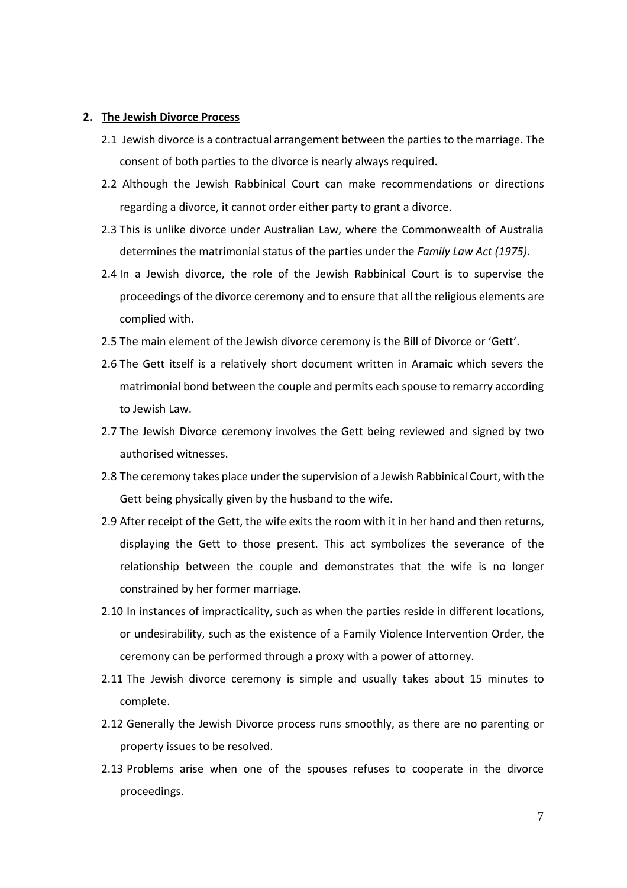## 2. The Jewish Divorce Process

2.1 Jewish divorce is a contractual arrangement between the parties to the marriage. The consent of both parties to the divorce is nearly always required.

2.2 Although the Jewish Rabbinical Court can make recommendations or directions regarding a divorce, it cannot order either party to grant a divorce.

2.3 This is unlike divorce under Australian Law, where the Commonwealth of Australia determines the matrimonial status of the parties under the *Family Law Act (1975).*

2.4 In a Jewish divorce, the role of the Jewish Rabbinical Court is to supervise the proceedings of the divorce ceremony and to ensure that all the religious elements are complied with.

2.5 The main element of the Jewish divorce ceremony is the Bill of Divorce or 'Gett'.

2.6 The Gett itself is a relatively short document written in Aramaic which severs the matrimonial bond between the couple and permits each spouse to remarry according to Jewish Law.

2.7 The Jewish Divorce ceremony involves the Gett being reviewed and signed by two authorised witnesses.

2.8 The ceremony takes place under the supervision of a Jewish Rabbinical Court, with the Gett being physically given by the husband to the wife.

2.9 After receipt of the Gett, the wife exits the room with it in her hand and then returns, displaying the Gett to those present. This act symbolizes the severance of the relationship between the couple and demonstrates that the wife is no longer constrained by her former marriage.

2.10 In instances of impracticality, such as when the parties reside in different locations, or undesirability, such as the existence of a Family Violence Intervention Order, the ceremony can be performed through a proxy with a power of attorney.

2.11 The Jewish divorce ceremony is simple and usually takes about 15 minutes to complete.

2.12 Generally the Jewish Divorce process runs smoothly, as there are no parenting or property issues to be resolved.

2.13 Problems arise when one of the spouses refuses to cooperate in the divorce proceedings.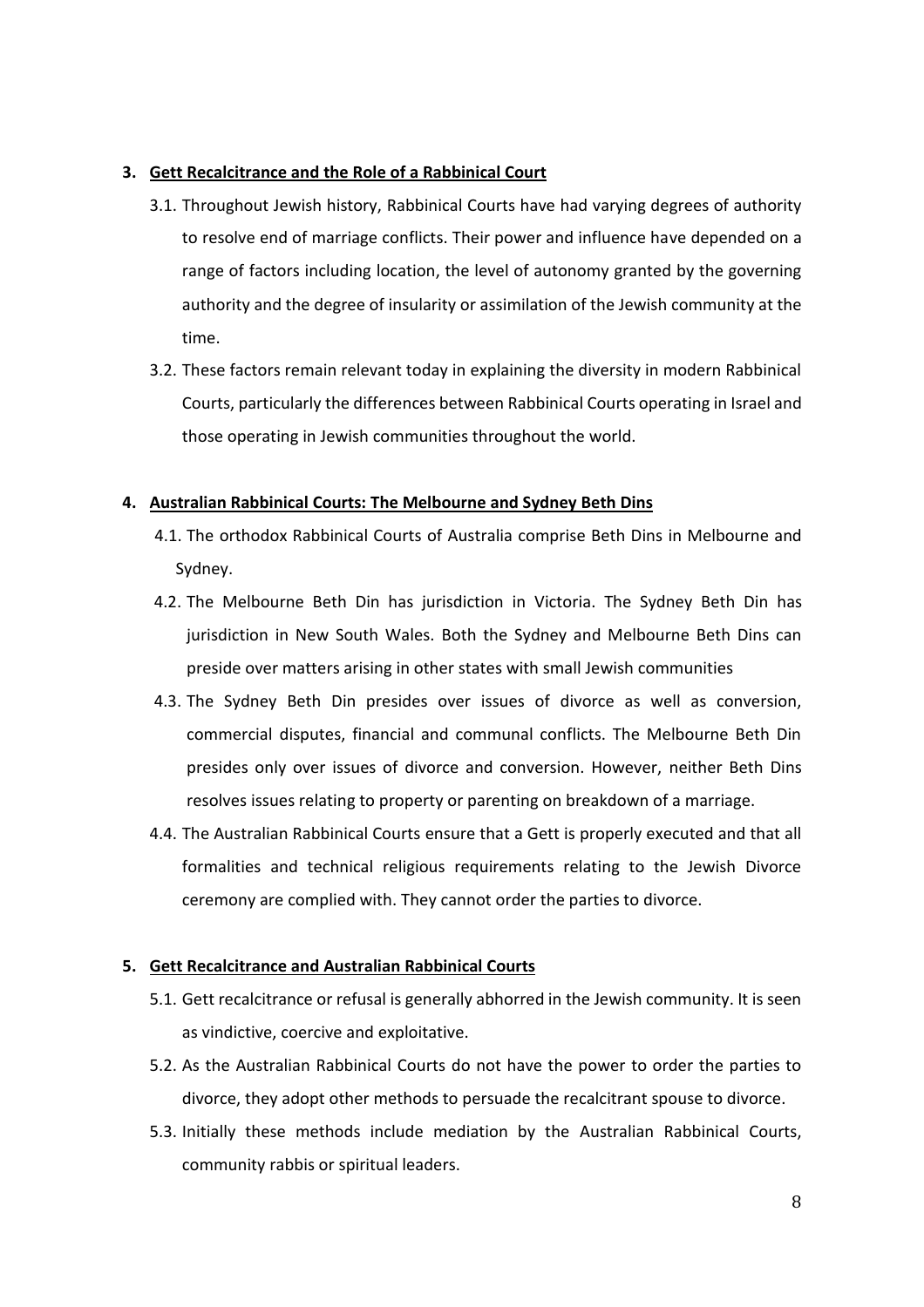## 3. Gett Recalcitrance and the Role of a Rabbinical Court

3.1. Throughout Jewish history, Rabbinical Courts have had varying degrees of authority to resolve end of marriage conflicts. Their power and influence have depended on a range of factors including location, the level of autonomy granted by the governing authority and the degree of insularity or assimilation of the Jewish community at the time.

3.2. These factors remain relevant today in explaining the diversity in modern Rabbinical Courts, particularly the differences between Rabbinical Courts operating in Israel and those operating in Jewish communities throughout the world.

## 4. Australian Rabbinical Courts: The Melbourne and Sydney Beth Dins

4.1. The orthodox Rabbinical Courts of Australia comprise Beth Dins in Melbourne and Sydney.

4.2. The Melbourne Beth Din has jurisdiction in Victoria. The Sydney Beth Din has jurisdiction in New South Wales. Both the Sydney and Melbourne Beth Dins can preside over matters arising in other states with small Jewish communities

4.3. The Sydney Beth Din presides over issues of divorce as well as conversion, commercial disputes, financial and communal conflicts. The Melbourne Beth Din presides only over issues of divorce and conversion. However, neither Beth Dins resolves issues relating to property or parenting on breakdown of a marriage.

4.4. The Australian Rabbinical Courts ensure that a Gett is properly executed and that all formalities and technical religious requirements relating to the Jewish Divorce ceremony are complied with. They cannot order the parties to divorce.

## 5. Gett Recalcitrance and Australian Rabbinical Courts

5.1. Gett recalcitrance or refusal is generally abhorred in the Jewish community. It is seen as vindictive, coercive and exploitative.

5.2. As the Australian Rabbinical Courts do not have the power to order the parties to divorce, they adopt other methods to persuade the recalcitrant spouse to divorce.

5.3. Initially these methods include mediation by the Australian Rabbinical Courts, community rabbis or spiritual leaders.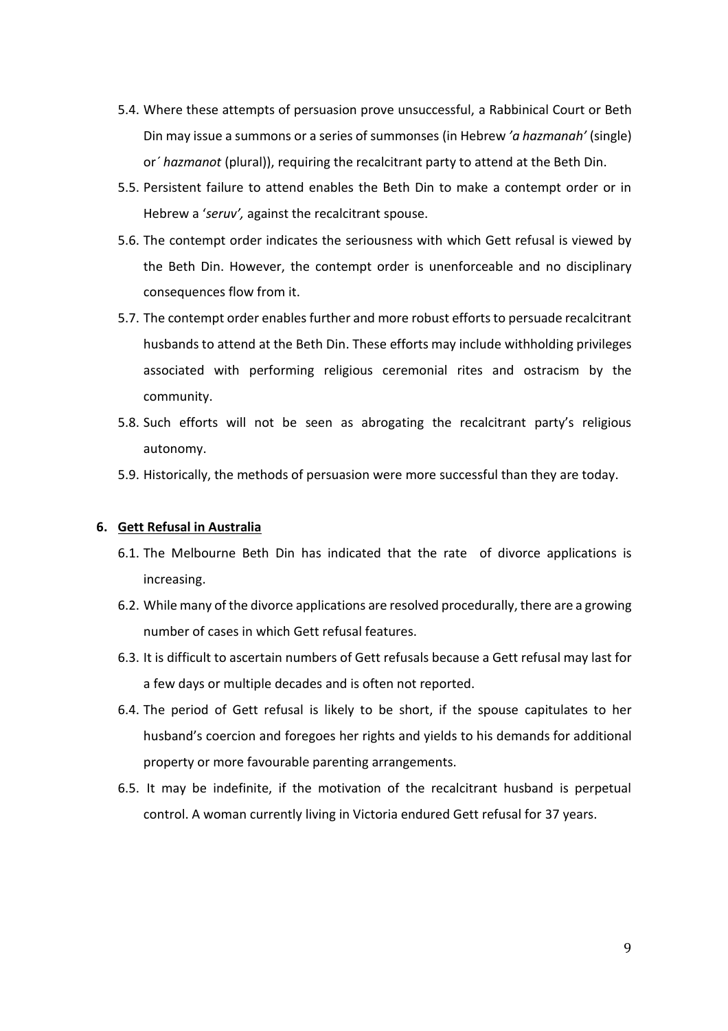5.4. Where these attempts of persuasion prove unsuccessful, a Rabbinical Court or Beth Din may issue a summons or a series of summonses (in Hebrew *'a hazmanah'* (single) or´ *hazmanot* (plural)), requiring the recalcitrant party to attend at the Beth Din.

5.5. Persistent failure to attend enables the Beth Din to make a contempt order or in Hebrew a '*seruv',* against the recalcitrant spouse.

5.6. The contempt order indicates the seriousness with which Gett refusal is viewed by the Beth Din. However, the contempt order is unenforceable and no disciplinary consequences flow from it.

5.7. The contempt order enables further and more robust efforts to persuade recalcitrant husbands to attend at the Beth Din. These efforts may include withholding privileges associated with performing religious ceremonial rites and ostracism by the community.

5.8. Such efforts will not be seen as abrogating the recalcitrant party's religious autonomy.

5.9. Historically, the methods of persuasion were more successful than they are today.

## 6. Gett Refusal in Australia

6.1. The Melbourne Beth Din has indicated that the rate of divorce applications is increasing.

6.2. While many of the divorce applications are resolved procedurally, there are a growing number of cases in which Gett refusal features.

6.3. It is difficult to ascertain numbers of Gett refusals because a Gett refusal may last for a few days or multiple decades and is often not reported.

6.4. The period of Gett refusal is likely to be short, if the spouse capitulates to her husband's coercion and foregoes her rights and yields to his demands for additional property or more favourable parenting arrangements.

6.5. It may be indefinite, if the motivation of the recalcitrant husband is perpetual control. A woman currently living in Victoria endured Gett refusal for 37 years.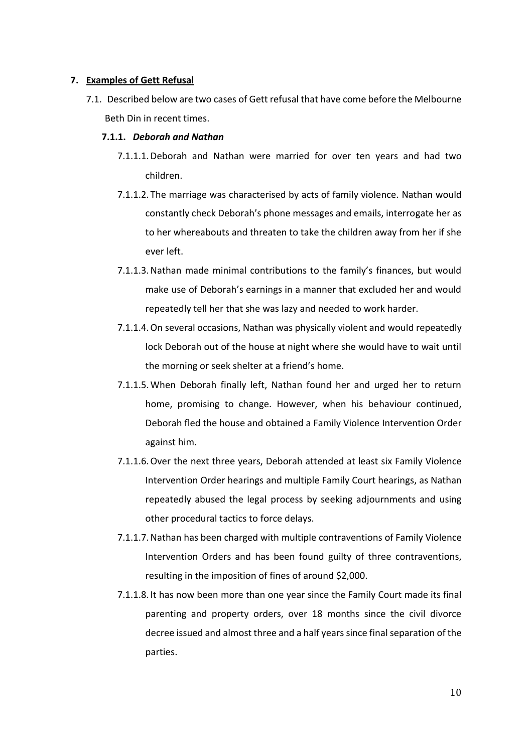## 7. Examples of Gett Refusal

7.1. Described below are two cases of Gett refusal that have come before the Melbourne Beth Din in recent times.

### 7.1.1. *Deborah and Nathan*

7.1.1.1. Deborah and Nathan were married for over ten years and had two children.

7.1.1.2. The marriage was characterised by acts of family violence. Nathan would constantly check Deborah's phone messages and emails, interrogate her as to her whereabouts and threaten to take the children away from her if she ever left.

7.1.1.3. Nathan made minimal contributions to the family's finances, but would make use of Deborah's earnings in a manner that excluded her and would repeatedly tell her that she was lazy and needed to work harder.

7.1.1.4. On several occasions, Nathan was physically violent and would repeatedly lock Deborah out of the house at night where she would have to wait until the morning or seek shelter at a friend's home.

7.1.1.5. When Deborah finally left, Nathan found her and urged her to return home, promising to change. However, when his behaviour continued, Deborah fled the house and obtained a Family Violence Intervention Order against him.

7.1.1.6. Over the next three years, Deborah attended at least six Family Violence Intervention Order hearings and multiple Family Court hearings, as Nathan repeatedly abused the legal process by seeking adjournments and using other procedural tactics to force delays.

7.1.1.7. Nathan has been charged with multiple contraventions of Family Violence Intervention Orders and has been found guilty of three contraventions, resulting in the imposition of fines of around $2,000.

7.1.1.8. It has now been more than one year since the Family Court made its final parenting and property orders, over 18 months since the civil divorce decree issued and almost three and a half years since final separation of the parties.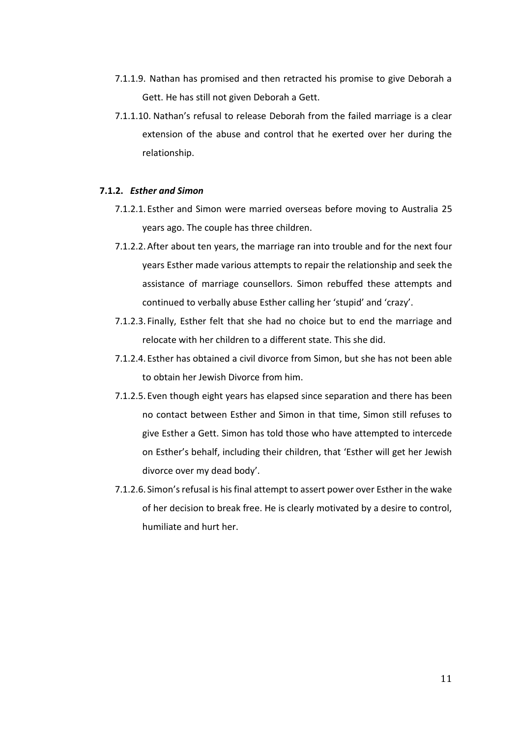7.1.1.9. Nathan has promised and then retracted his promise to give Deborah a Gett. He has still not given Deborah a Gett.

7.1.1.10. Nathan's refusal to release Deborah from the failed marriage is a clear extension of the abuse and control that he exerted over her during the relationship.

**7.1.2. *Esther and Simon***

7.1.2.1. Esther and Simon were married overseas before moving to Australia 25 years ago. The couple has three children.

7.1.2.2. After about ten years, the marriage ran into trouble and for the next four years Esther made various attempts to repair the relationship and seek the assistance of marriage counsellors. Simon rebuffed these attempts and continued to verbally abuse Esther calling her 'stupid' and 'crazy'.

7.1.2.3. Finally, Esther felt that she had no choice but to end the marriage and relocate with her children to a different state. This she did.

7.1.2.4. Esther has obtained a civil divorce from Simon, but she has not been able to obtain her Jewish Divorce from him.

7.1.2.5. Even though eight years has elapsed since separation and there has been no contact between Esther and Simon in that time, Simon still refuses to give Esther a Gett. Simon has told those who have attempted to intercede on Esther's behalf, including their children, that 'Esther will get her Jewish divorce over my dead body'.

7.1.2.6. Simon's refusal is his final attempt to assert power over Esther in the wake of her decision to break free. He is clearly motivated by a desire to control, humiliate and hurt her.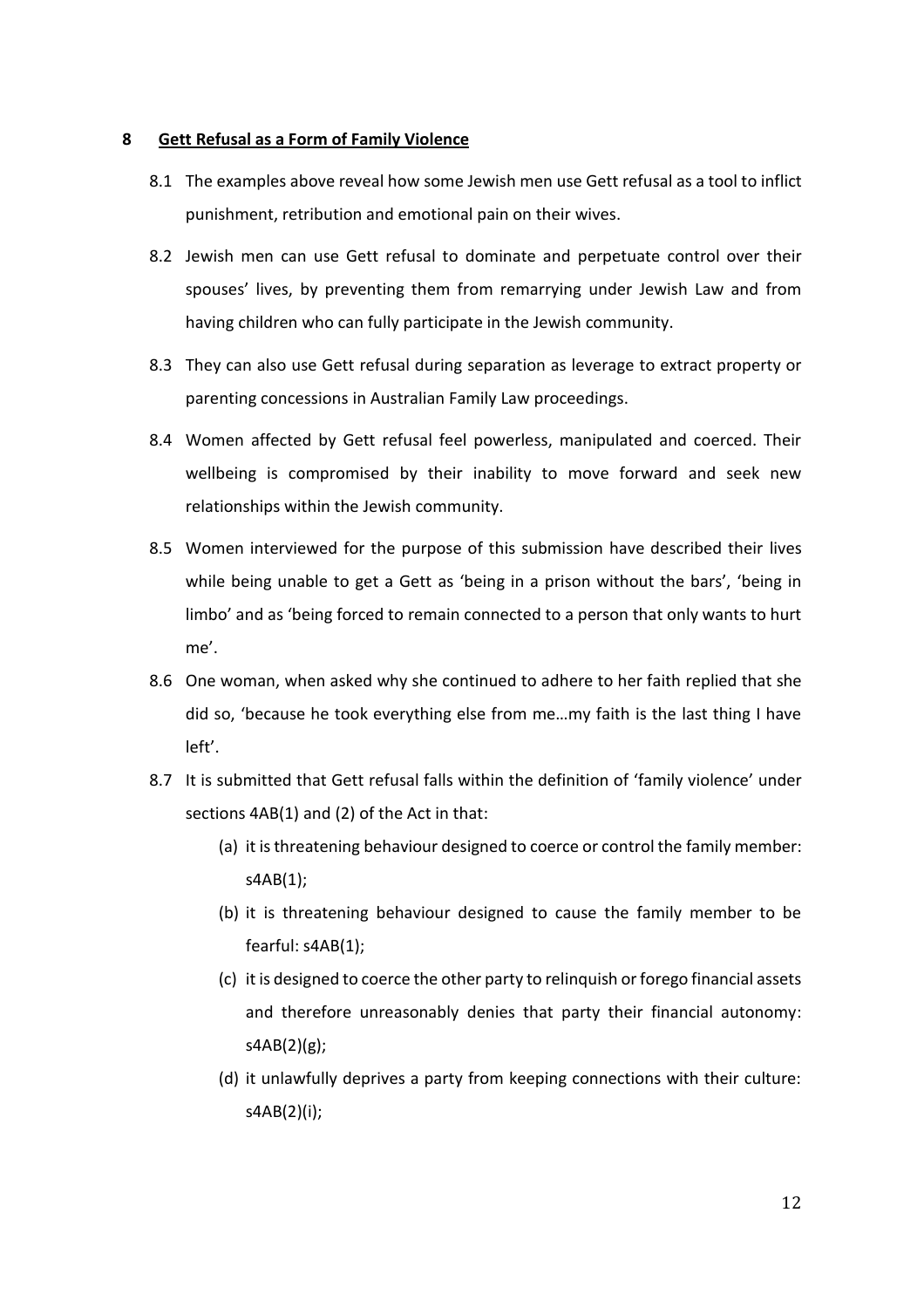## 8 Gett Refusal as a Form of Family Violence

8.1 The examples above reveal how some Jewish men use Gett refusal as a tool to inflict punishment, retribution and emotional pain on their wives.

8.2 Jewish men can use Gett refusal to dominate and perpetuate control over their spouses' lives, by preventing them from remarrying under Jewish Law and from having children who can fully participate in the Jewish community.

8.3 They can also use Gett refusal during separation as leverage to extract property or parenting concessions in Australian Family Law proceedings.

8.4 Women affected by Gett refusal feel powerless, manipulated and coerced. Their wellbeing is compromised by their inability to move forward and seek new relationships within the Jewish community.

8.5 Women interviewed for the purpose of this submission have described their lives while being unable to get a Gett as 'being in a prison without the bars', 'being in limbo' and as 'being forced to remain connected to a person that only wants to hurt me'.

8.6 One woman, when asked why she continued to adhere to her faith replied that she did so, 'because he took everything else from me…my faith is the last thing I have left'.

8.7 It is submitted that Gett refusal falls within the definition of 'family violence' under sections 4AB(1) and (2) of the Act in that:

(a) it is threatening behaviour designed to coerce or control the family member: s4AB(1);

(b) it is threatening behaviour designed to cause the family member to be fearful: s4AB(1);

(c) it is designed to coerce the other party to relinquish or forego financial assets and therefore unreasonably denies that party their financial autonomy: s4AB(2)(g);

(d) it unlawfully deprives a party from keeping connections with their culture: s4AB(2)(i);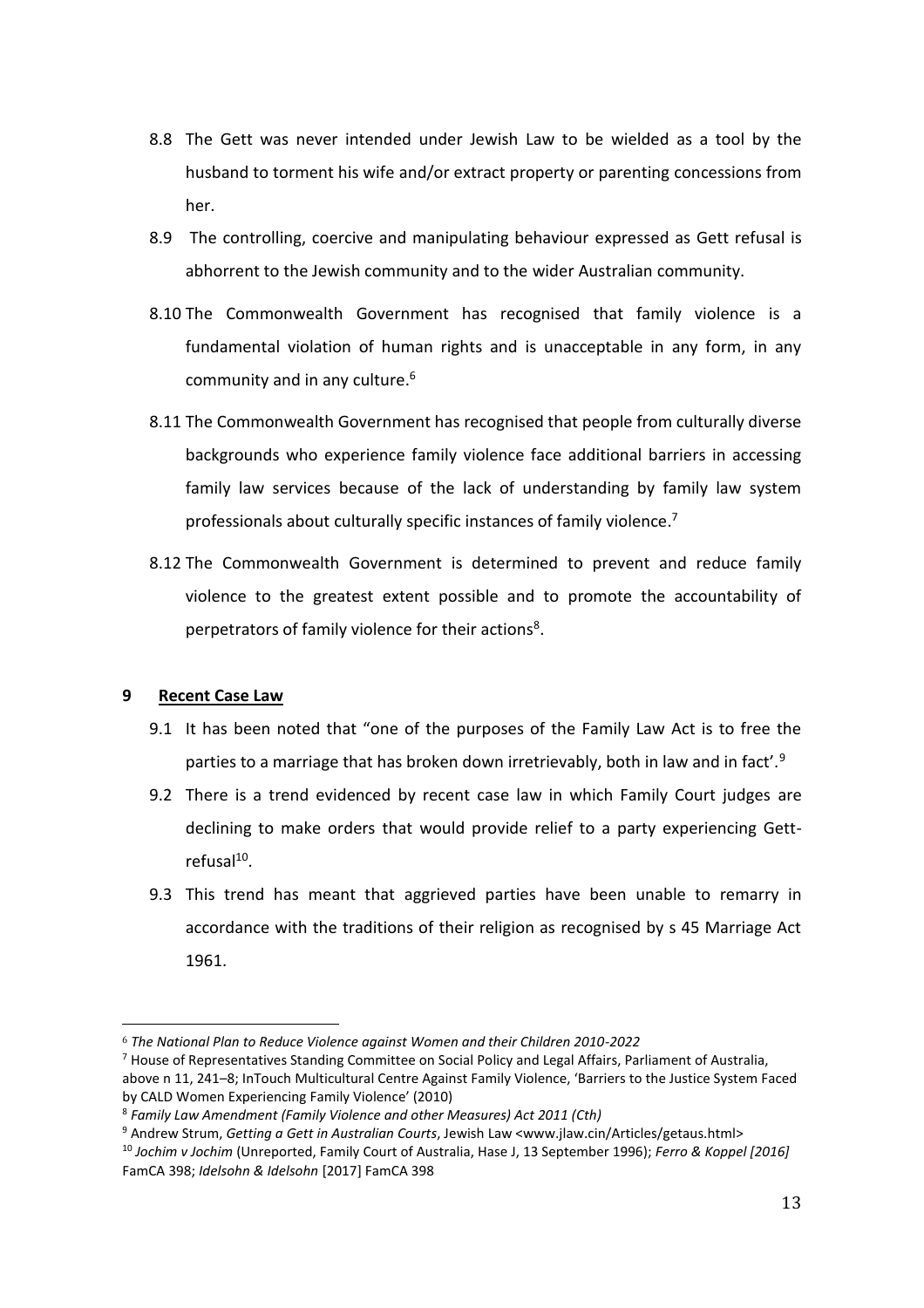8.8 The Gett was never intended under Jewish Law to be wielded as a tool by the husband to torment his wife and/or extract property or parenting concessions from her.

8.9 The controlling, coercive and manipulating behaviour expressed as Gett refusal is abhorrent to the Jewish community and to the wider Australian community.

8.10 The Commonwealth Government has recognised that family violence is a fundamental violation of human rights and is unacceptable in any form, in any community and in any culture.[6]

8.11 The Commonwealth Government has recognised that people from culturally diverse backgrounds who experience family violence face additional barriers in accessing family law services because of the lack of understanding by family law system professionals about culturally specific instances of family violence.[7]

8.12 The Commonwealth Government is determined to prevent and reduce family violence to the greatest extent possible and to promote the accountability of perpetrators of family violence for their actions[8].

## 9 Recent Case Law

9.1 It has been noted that "one of the purposes of the Family Law Act is to free the parties to a marriage that has broken down irretrievably, both in law and in fact'.[9]

9.2 There is a trend evidenced by recent case law in which Family Court judges are declining to make orders that would provide relief to a party experiencing Gett-refusal[10].

9.3 This trend has meant that aggrieved parties have been unable to remarry in accordance with the traditions of their religion as recognised by s 45 Marriage Act 1961.

---

[6] *The National Plan to Reduce Violence against Women and their Children 2010-2022*

[7] House of Representatives Standing Committee on Social Policy and Legal Affairs, Parliament of Australia, above n 11, 241–8; InTouch Multicultural Centre Against Family Violence, 'Barriers to the Justice System Faced by CALD Women Experiencing Family Violence' (2010)

[8] *Family Law Amendment (Family Violence and other Measures) Act 2011 (Cth)*

[9] Andrew Strum, *Getting a Gett in Australian Courts*, Jewish Law <www.jlaw.cin/Articles/getaus.html>

[10] *Jochim v Jochim* (Unreported, Family Court of Australia, Hase J, 13 September 1996); *Ferro & Koppel [2016]* FamCA 398; *Idelsohn & Idelsohn* [2017] FamCA 398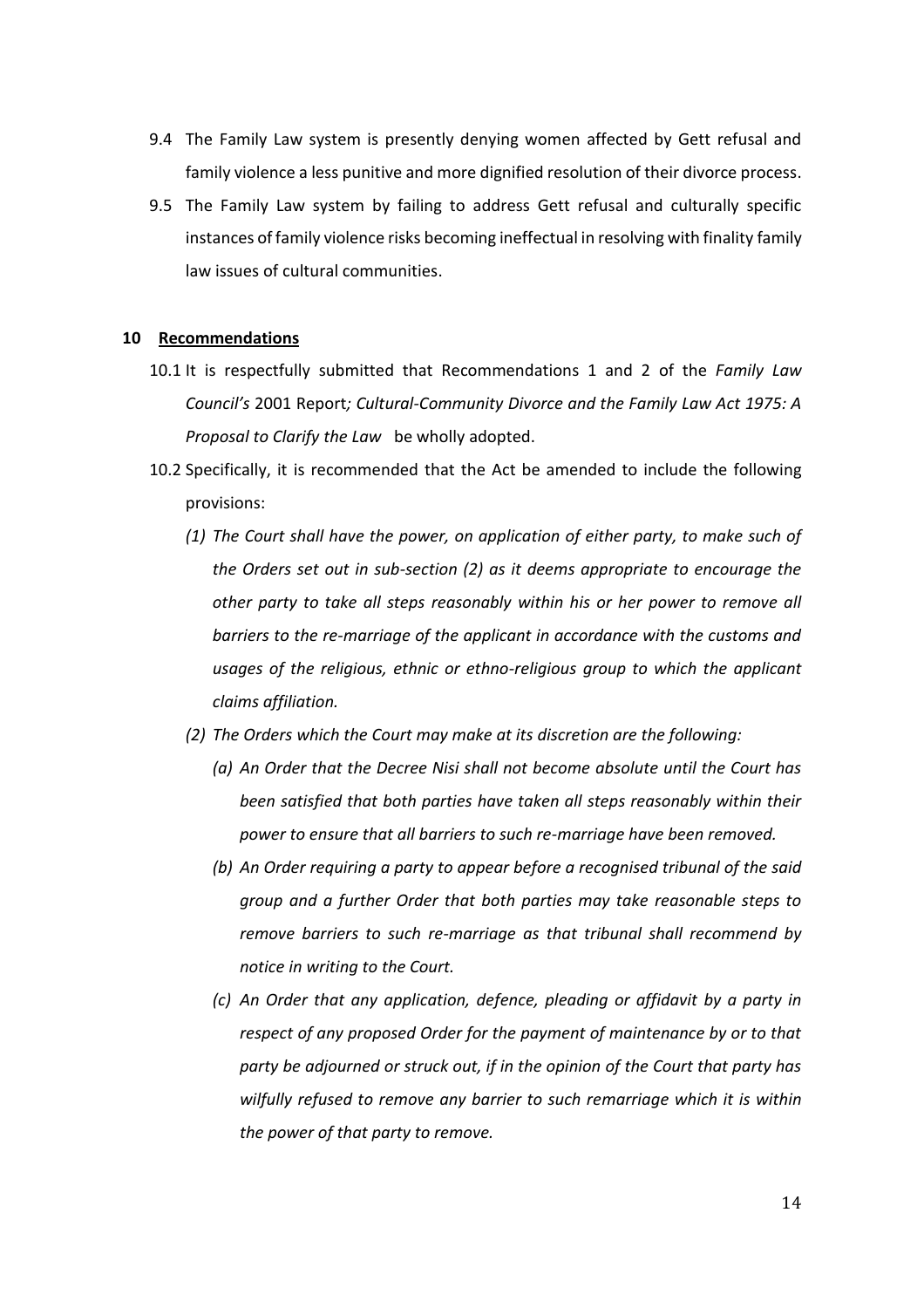9.4 The Family Law system is presently denying women affected by Gett refusal and family violence a less punitive and more dignified resolution of their divorce process.

9.5 The Family Law system by failing to address Gett refusal and culturally specific instances of family violence risks becoming ineffectual in resolving with finality family law issues of cultural communities.

## 10 Recommendations

10.1 It is respectfully submitted that Recommendations 1 and 2 of the *Family Law Council's* 2001 Report*; Cultural-Community Divorce and the Family Law Act 1975: A Proposal to Clarify the Law* be wholly adopted.

10.2 Specifically, it is recommended that the Act be amended to include the following provisions:

*(1) The Court shall have the power, on application of either party, to make such of the Orders set out in sub-section (2) as it deems appropriate to encourage the other party to take all steps reasonably within his or her power to remove all barriers to the re-marriage of the applicant in accordance with the customs and usages of the religious, ethnic or ethno-religious group to which the applicant claims affiliation.*

*(2) The Orders which the Court may make at its discretion are the following:*

*(a) An Order that the Decree Nisi shall not become absolute until the Court has been satisfied that both parties have taken all steps reasonably within their power to ensure that all barriers to such re-marriage have been removed.*

*(b) An Order requiring a party to appear before a recognised tribunal of the said group and a further Order that both parties may take reasonable steps to remove barriers to such re-marriage as that tribunal shall recommend by notice in writing to the Court.*

*(c) An Order that any application, defence, pleading or affidavit by a party in respect of any proposed Order for the payment of maintenance by or to that party be adjourned or struck out, if in the opinion of the Court that party has wilfully refused to remove any barrier to such remarriage which it is within the power of that party to remove.*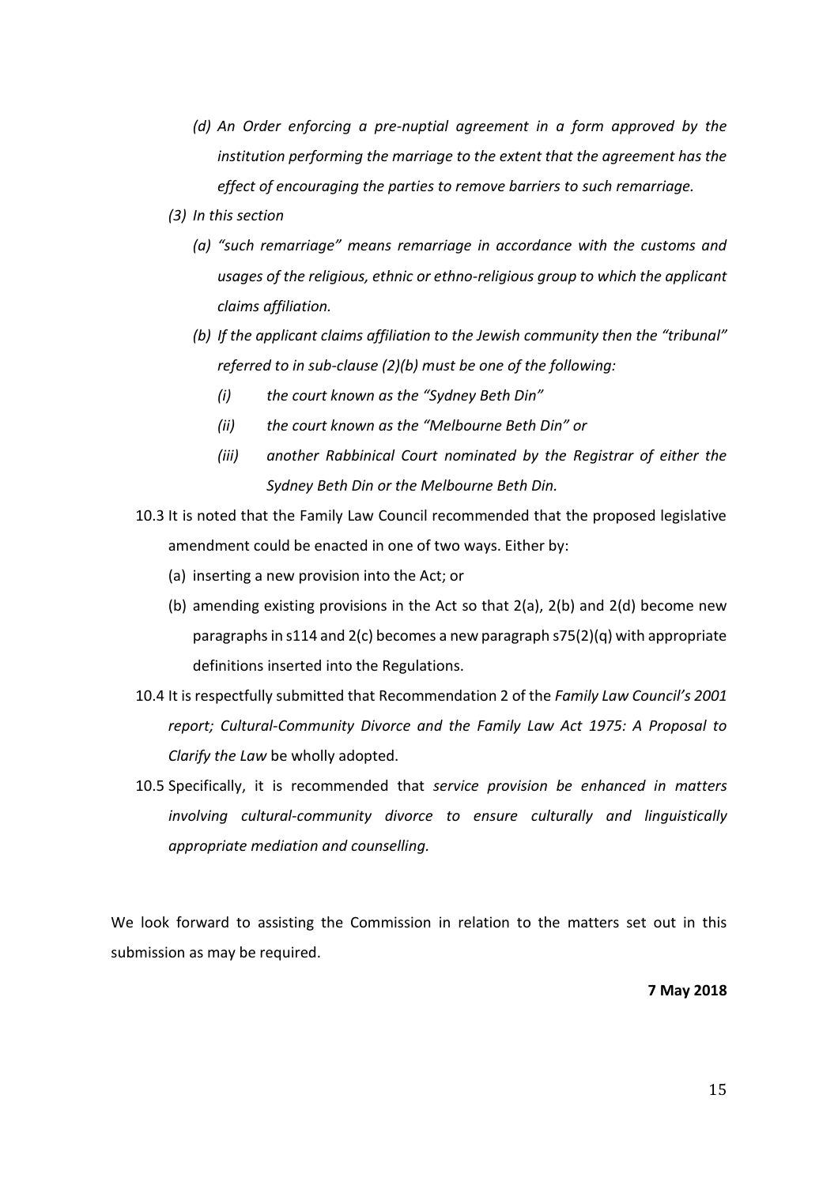*(d) An Order enforcing a pre-nuptial agreement in a form approved by the institution performing the marriage to the extent that the agreement has the effect of encouraging the parties to remove barriers to such remarriage.*

*(3) In this section*

*(a) "such remarriage" means remarriage in accordance with the customs and usages of the religious, ethnic or ethno-religious group to which the applicant claims affiliation.*

*(b) If the applicant claims affiliation to the Jewish community then the "tribunal" referred to in sub-clause (2)(b) must be one of the following:*

*(i) the court known as the "Sydney Beth Din"*

*(ii) the court known as the "Melbourne Beth Din" or*

*(iii) another Rabbinical Court nominated by the Registrar of either the Sydney Beth Din or the Melbourne Beth Din.*

10.3 It is noted that the Family Law Council recommended that the proposed legislative amendment could be enacted in one of two ways. Either by:

(a) inserting a new provision into the Act; or

(b) amending existing provisions in the Act so that 2(a), 2(b) and 2(d) become new paragraphs in s114 and 2(c) becomes a new paragraph s75(2)(q) with appropriate definitions inserted into the Regulations.

10.4 It is respectfully submitted that Recommendation 2 of the *Family Law Council's 2001 report; Cultural-Community Divorce and the Family Law Act 1975: A Proposal to Clarify the Law* be wholly adopted.

10.5 Specifically, it is recommended that *service provision be enhanced in matters involving cultural-community divorce to ensure culturally and linguistically appropriate mediation and counselling.*

We look forward to assisting the Commission in relation to the matters set out in this submission as may be required.

**7 May 2018**